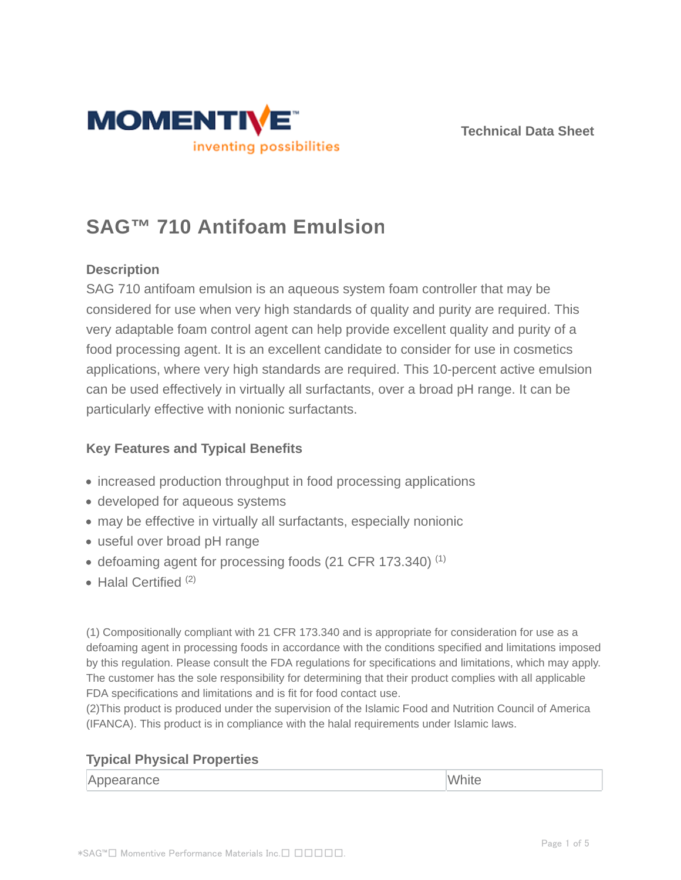Technical Data Sheet

# SAG™ 710 Antifoam Emulsion

## Description

SAG 710 antifoam emulsion is an aqueous system foam controller that may be considered for use when very high standards of quality and purity are required. This very adaptable foam control agent can help provide excellent quality and purity of a food processing agent. It is an excellent candidate to consider for use in cosmetics applications, where very high standards are required. This 10-percent active emulsion can be used effectively in virtually all surfactants, over a broad pH range. It can be particularly effective with nonionic surfactants.

## Key Features and Typical Benefits

- increased production throughput in food processing applications
- developed for aqueous systems
- may be effective in virtually all surfactants, especially nonionic
- useful over broad pH range
- defoaming agent for processing foods (21 CFR 173.340) (1)
- Halal Certified (2)

(1) Compositionally compliant with 21 CFR 173.340 and is appropriate for consideration for use as a defoaming agent in processing foods in accordance with the conditions specified and limitations imposed by this regulation. Please consult the FDA regulations for specifications and limitations, which may apply. The customer has the sole responsibility for determining that their product complies with all applicable FDA specifications and limitations and is fit for food contact use.
(2)This product is produced under the supervision of the Islamic Food and Nutrition Council of America (IFANCA). This product is in compliance with the halal requirements under Islamic laws.

## Typical Physical Properties

| Appearance | White |
| --- | --- |

*SAG™ Momentive Performance Materials Inc.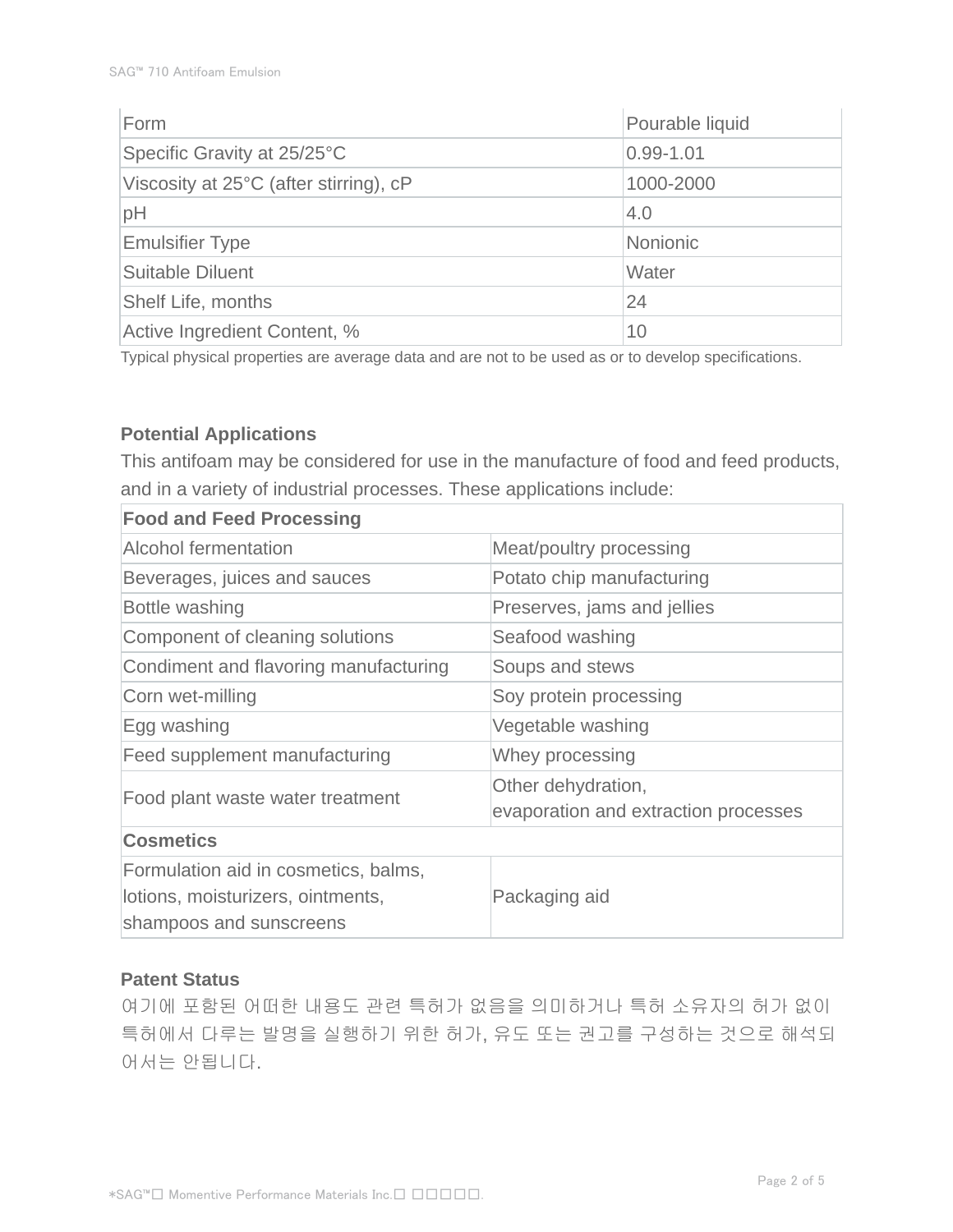| Form | Pourable liquid |
| --- | --- |
| Specific Gravity at 25/25°C | 0.99-1.01 |
| Viscosity at 25°C (after stirring), cP | 1000-2000 |
| pH | 4.0 |
| Emulsifier Type | Nonionic |
| Suitable Diluent | Water |
| Shelf Life, months | 24 |
| Active Ingredient Content, % | 10 |

Typical physical properties are average data and are not to be used as or to develop specifications.

### Potential Applications

This antifoam may be considered for use in the manufacture of food and feed products, and in a variety of industrial processes. These applications include:

| **Food and Feed Processing** | |
| --- | --- |
| Alcohol fermentation | Meat/poultry processing |
| Beverages, juices and sauces | Potato chip manufacturing |
| Bottle washing | Preserves, jams and jellies |
| Component of cleaning solutions | Seafood washing |
| Condiment and flavoring manufacturing | Soups and stews |
| Corn wet-milling | Soy protein processing |
| Egg washing | Vegetable washing |
| Feed supplement manufacturing | Whey processing |
| Food plant waste water treatment | Other dehydration, evaporation and extraction processes |
| **Cosmetics** | |
| Formulation aid in cosmetics, balms, lotions, moisturizers, ointments, shampoos and sunscreens | Packaging aid |

### Patent Status

여기에 포함된 어떠한 내용도 관련 특허가 없음을 의미하거나 특허 소유자의 허가 없이 특허에서 다루는 발명을 실행하기 위한 허가, 유도 또는 권고를 구성하는 것으로 해석되어서는 안됩니다.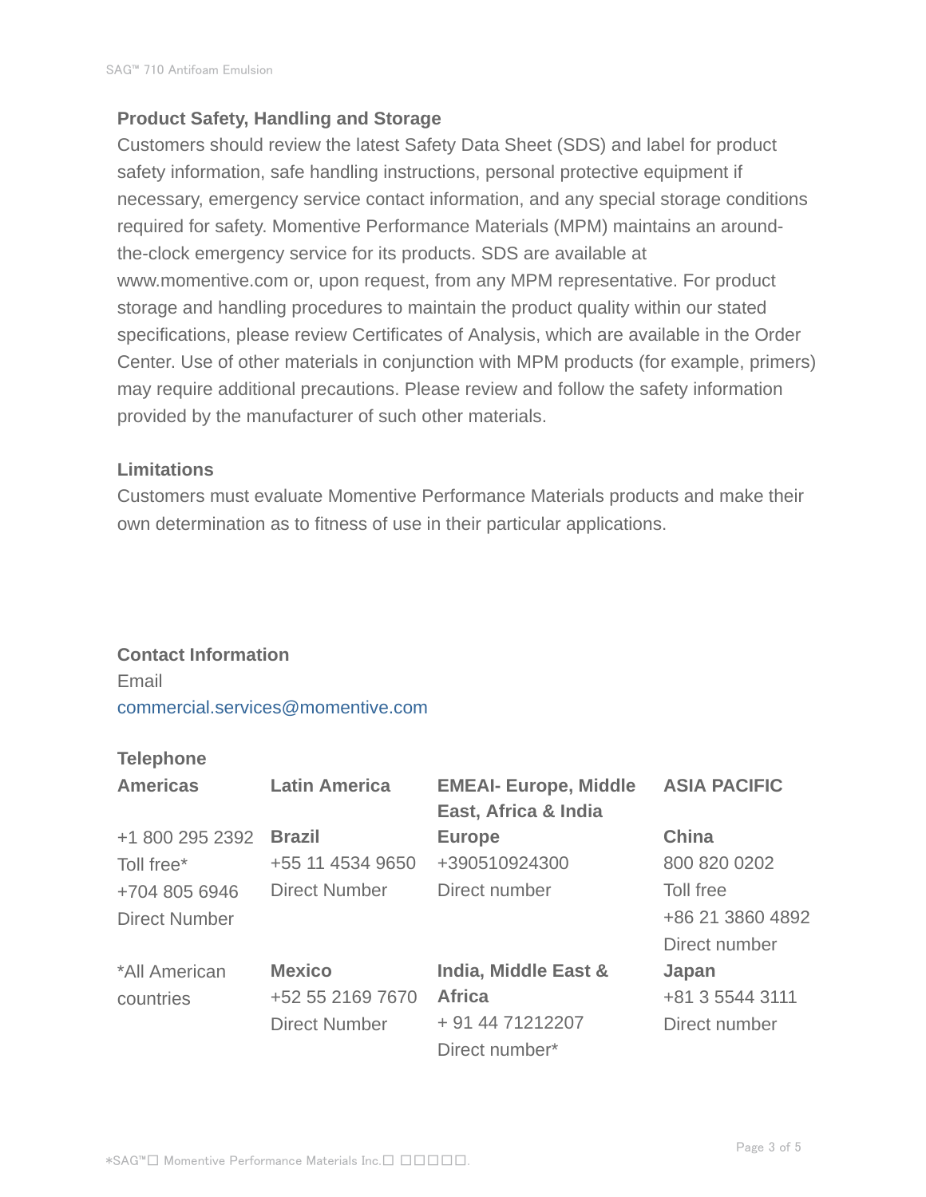## Product Safety, Handling and Storage

Customers should review the latest Safety Data Sheet (SDS) and label for product safety information, safe handling instructions, personal protective equipment if necessary, emergency service contact information, and any special storage conditions required for safety. Momentive Performance Materials (MPM) maintains an around-the-clock emergency service for its products. SDS are available at www.momentive.com or, upon request, from any MPM representative. For product storage and handling procedures to maintain the product quality within our stated specifications, please review Certificates of Analysis, which are available in the Order Center. Use of other materials in conjunction with MPM products (for example, primers) may require additional precautions. Please review and follow the safety information provided by the manufacturer of such other materials.

## Limitations

Customers must evaluate Momentive Performance Materials products and make their own determination as to fitness of use in their particular applications.

## Contact Information

Email

commercial.services@momentive.com

### Telephone

| Americas | Latin America | EMEAI- Europe, Middle East, Africa & India | ASIA PACIFIC |
|---|---|---|---|
| +1 800 295 2392 Toll free* +704 805 6946 Direct Number | **Brazil** +55 11 4534 9650 Direct Number | **Europe** +390510924300 Direct number | **China** 800 820 0202 Toll free +86 21 3860 4892 Direct number |
| *All American countries | **Mexico** +52 55 2169 7670 Direct Number | **India, Middle East & Africa** + 91 44 71212207 Direct number* | **Japan** +81 3 5544 3111 Direct number |

*SAG™□ Momentive Performance Materials Inc.□ □□□□□.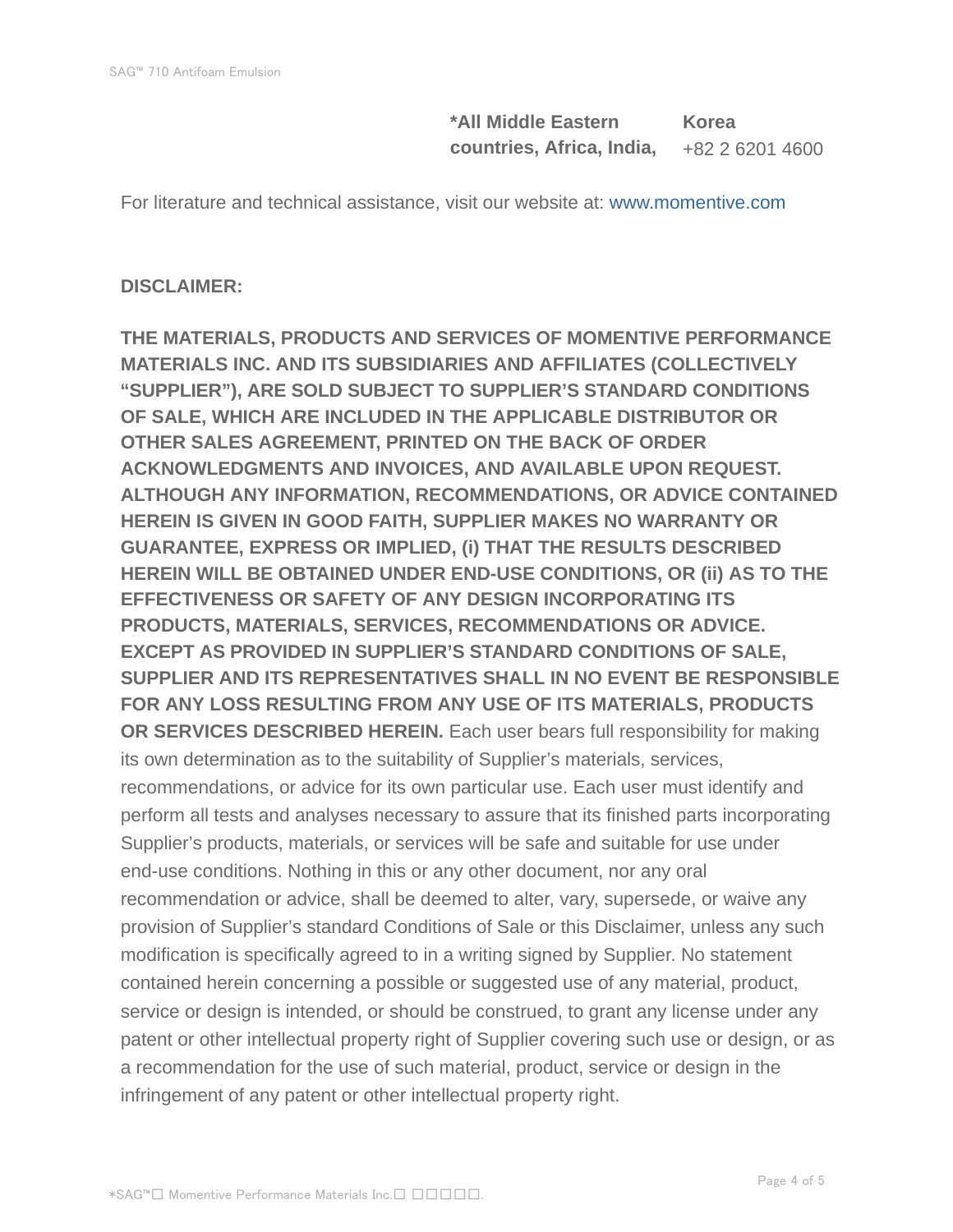| **\*All Middle Eastern countries, Africa, India,** | **Korea** +82 2 6201 4600 |
|---|---|

For literature and technical assistance, visit our website at: www.momentive.com

**DISCLAIMER:**

**THE MATERIALS, PRODUCTS AND SERVICES OF MOMENTIVE PERFORMANCE MATERIALS INC. AND ITS SUBSIDIARIES AND AFFILIATES (COLLECTIVELY "SUPPLIER"), ARE SOLD SUBJECT TO SUPPLIER'S STANDARD CONDITIONS OF SALE, WHICH ARE INCLUDED IN THE APPLICABLE DISTRIBUTOR OR OTHER SALES AGREEMENT, PRINTED ON THE BACK OF ORDER ACKNOWLEDGMENTS AND INVOICES, AND AVAILABLE UPON REQUEST. ALTHOUGH ANY INFORMATION, RECOMMENDATIONS, OR ADVICE CONTAINED HEREIN IS GIVEN IN GOOD FAITH, SUPPLIER MAKES NO WARRANTY OR GUARANTEE, EXPRESS OR IMPLIED, (i) THAT THE RESULTS DESCRIBED HEREIN WILL BE OBTAINED UNDER END-USE CONDITIONS, OR (ii) AS TO THE EFFECTIVENESS OR SAFETY OF ANY DESIGN INCORPORATING ITS PRODUCTS, MATERIALS, SERVICES, RECOMMENDATIONS OR ADVICE. EXCEPT AS PROVIDED IN SUPPLIER'S STANDARD CONDITIONS OF SALE, SUPPLIER AND ITS REPRESENTATIVES SHALL IN NO EVENT BE RESPONSIBLE FOR ANY LOSS RESULTING FROM ANY USE OF ITS MATERIALS, PRODUCTS OR SERVICES DESCRIBED HEREIN.** Each user bears full responsibility for making its own determination as to the suitability of Supplier's materials, services, recommendations, or advice for its own particular use. Each user must identify and perform all tests and analyses necessary to assure that its finished parts incorporating Supplier's products, materials, or services will be safe and suitable for use under end-use conditions. Nothing in this or any other document, nor any oral recommendation or advice, shall be deemed to alter, vary, supersede, or waive any provision of Supplier's standard Conditions of Sale or this Disclaimer, unless any such modification is specifically agreed to in a writing signed by Supplier. No statement contained herein concerning a possible or suggested use of any material, product, service or design is intended, or should be construed, to grant any license under any patent or other intellectual property right of Supplier covering such use or design, or as a recommendation for the use of such material, product, service or design in the infringement of any patent or other intellectual property right.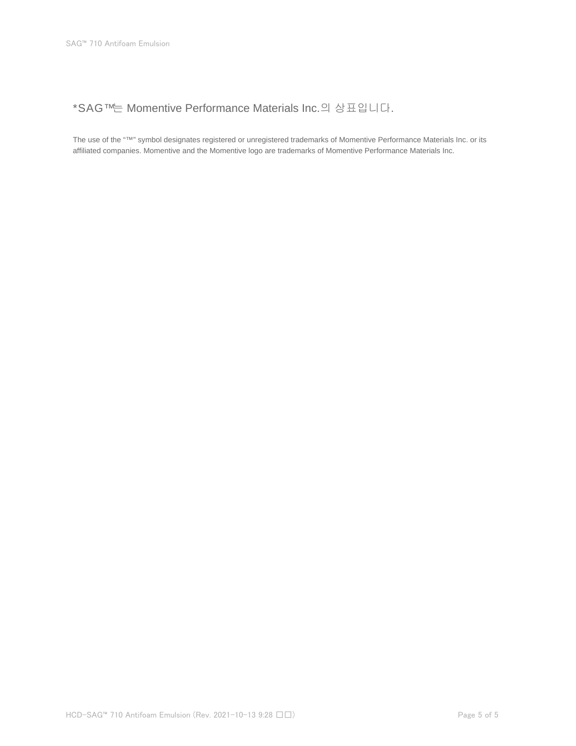*SAG™는 Momentive Performance Materials Inc.의 상표입니다.

The use of the "™" symbol designates registered or unregistered trademarks of Momentive Performance Materials Inc. or its affiliated companies. Momentive and the Momentive logo are trademarks of Momentive Performance Materials Inc.